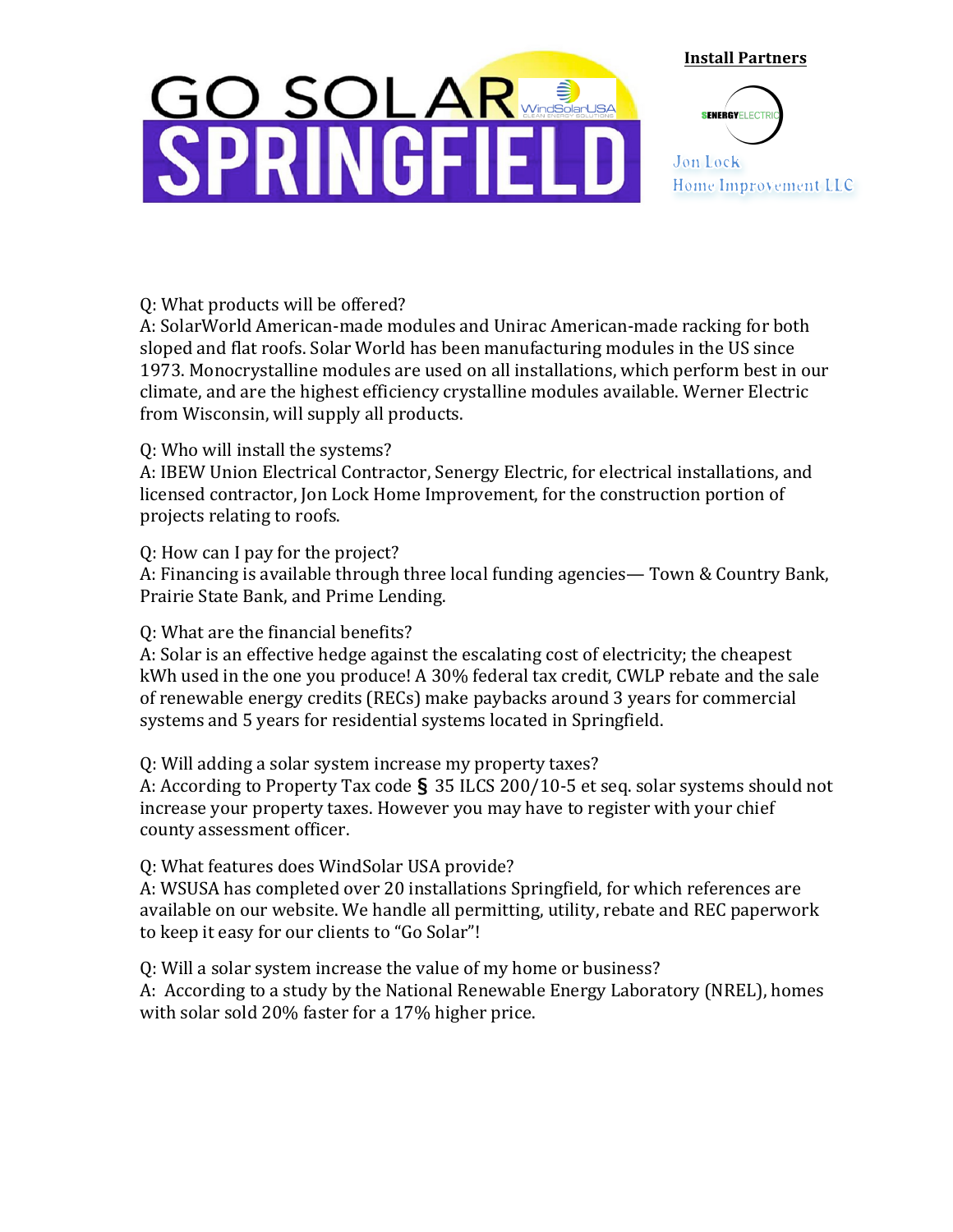# GO SOLAR SPRINGFIELD

WindSolarUSA CLEAN ENERGY SOLUTIONS

**Install Partners**

SENERGY ELECTRIC

Jon Lock Home Improvement LLC

Q: What products will be offered?
A: SolarWorld American-made modules and Unirac American-made racking for both sloped and flat roofs. Solar World has been manufacturing modules in the US since 1973. Monocrystalline modules are used on all installations, which perform best in our climate, and are the highest efficiency crystalline modules available. Werner Electric from Wisconsin, will supply all products.

Q: Who will install the systems?
A: IBEW Union Electrical Contractor, Senergy Electric, for electrical installations, and licensed contractor, Jon Lock Home Improvement, for the construction portion of projects relating to roofs.

Q: How can I pay for the project?
A: Financing is available through three local funding agencies— Town & Country Bank, Prairie State Bank, and Prime Lending.

Q: What are the financial benefits?
A: Solar is an effective hedge against the escalating cost of electricity; the cheapest kWh used in the one you produce! A 30% federal tax credit, CWLP rebate and the sale of renewable energy credits (RECs) make paybacks around 3 years for commercial systems and 5 years for residential systems located in Springfield.

Q: Will adding a solar system increase my property taxes?
A: According to Property Tax code § 35 ILCS 200/10-5 et seq. solar systems should not increase your property taxes. However you may have to register with your chief county assessment officer.

Q: What features does WindSolar USA provide?
A: WSUSA has completed over 20 installations Springfield, for which references are available on our website. We handle all permitting, utility, rebate and REC paperwork to keep it easy for our clients to "Go Solar"!

Q: Will a solar system increase the value of my home or business?
A: According to a study by the National Renewable Energy Laboratory (NREL), homes with solar sold 20% faster for a 17% higher price.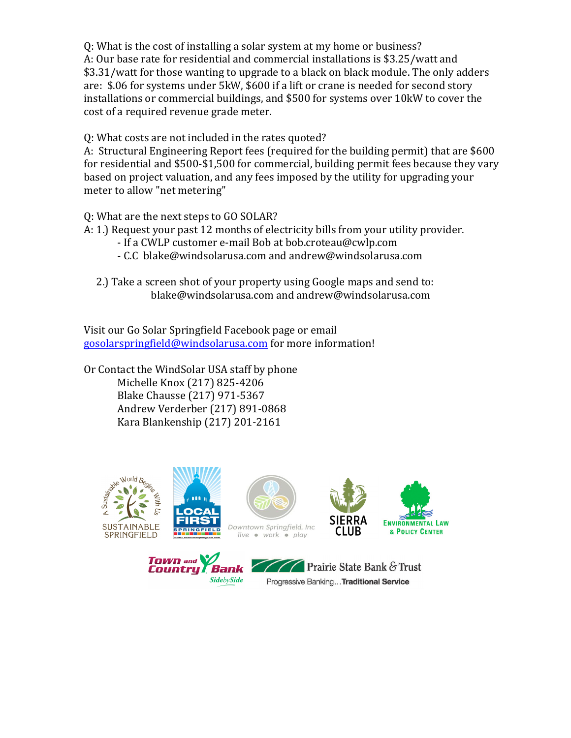Q: What is the cost of installing a solar system at my home or business?
A: Our base rate for residential and commercial installations is $3.25/watt and $3.31/watt for those wanting to upgrade to a black on black module. The only adders are: $.06 for systems under 5kW, $600 if a lift or crane is needed for second story installations or commercial buildings, and $500 for systems over 10kW to cover the cost of a required revenue grade meter.

Q: What costs are not included in the rates quoted?
A: Structural Engineering Report fees (required for the building permit) that are $600 for residential and $500-$1,500 for commercial, building permit fees because they vary based on project valuation, and any fees imposed by the utility for upgrading your meter to allow "net metering"

Q: What are the next steps to GO SOLAR?
A: 1.) Request your past 12 months of electricity bills from your utility provider.
- If a CWLP customer e-mail Bob at bob.croteau@cwlp.com
- C.C blake@windsolarusa.com and andrew@windsolarusa.com

2.) Take a screen shot of your property using Google maps and send to:
blake@windsolarusa.com and andrew@windsolarusa.com

Visit our Go Solar Springfield Facebook page or email gosolarspringfield@windsolarusa.com for more information!

Or Contact the WindSolar USA staff by phone
Michelle Knox (217) 825-4206
Blake Chausse (217) 971-5367
Andrew Verderber (217) 891-0868
Kara Blankenship (217) 201-2161

A Sustainable World Begins With Us SUSTAINABLE SPRINGFIELD

LOCAL FIRST SPRINGFIELD

Downtown Springfield, Inc live • work • play

SIERRA CLUB

ENVIRONMENTAL LAW & POLICY CENTER

Town and Country Bank SidebySide

Prairie State Bank & Trust Progressive Banking...Traditional Service